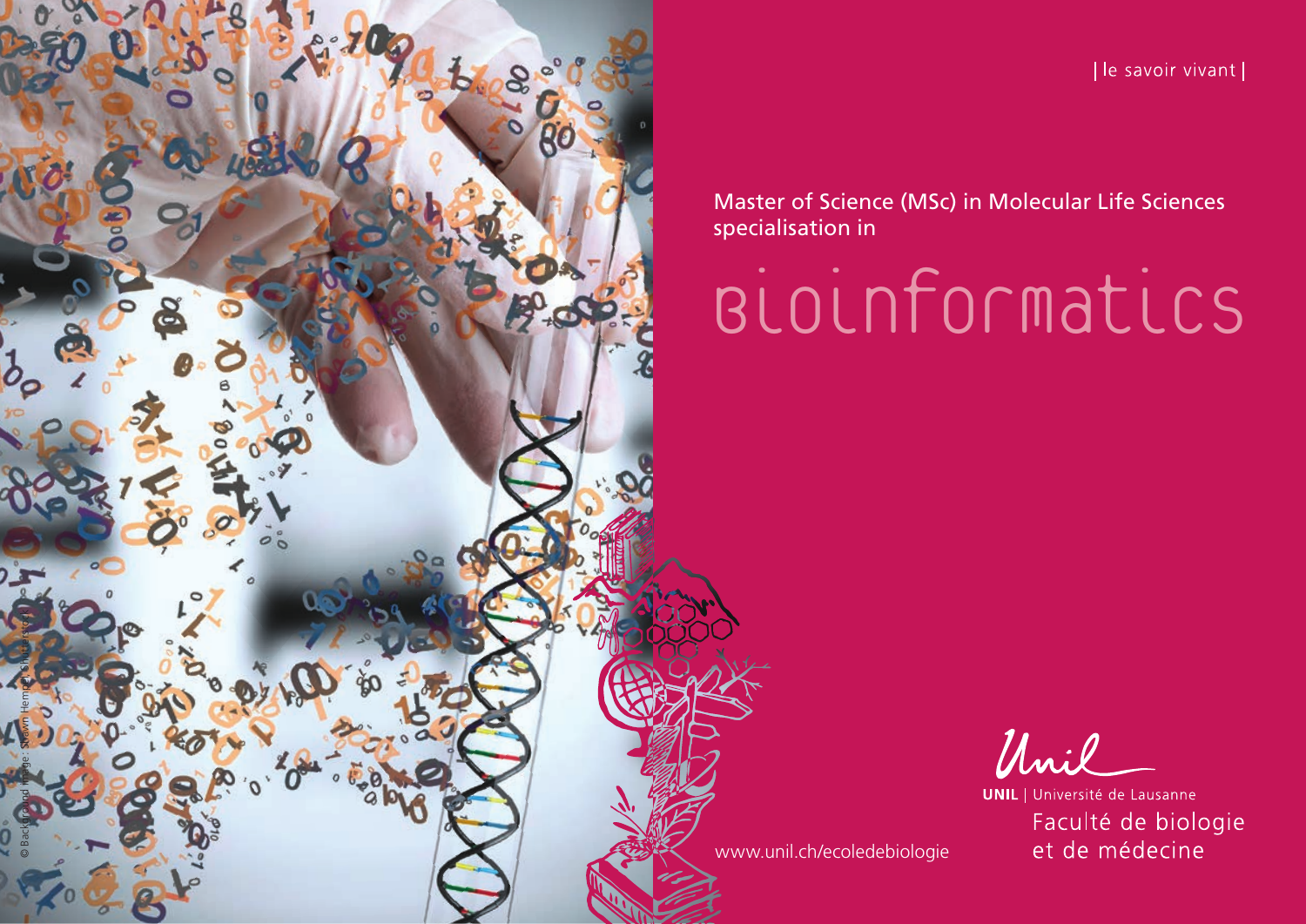| le savoir vivant |

Master of Science (MSc) in Molecular Life Sciences specialisation in

# Bioinformatics

© Background image: Shawn Hempel, Shutterstock

www.unil.ch/ecoledebiologie

UNIL | Université de Lausanne

Faculté de biologie et de médecine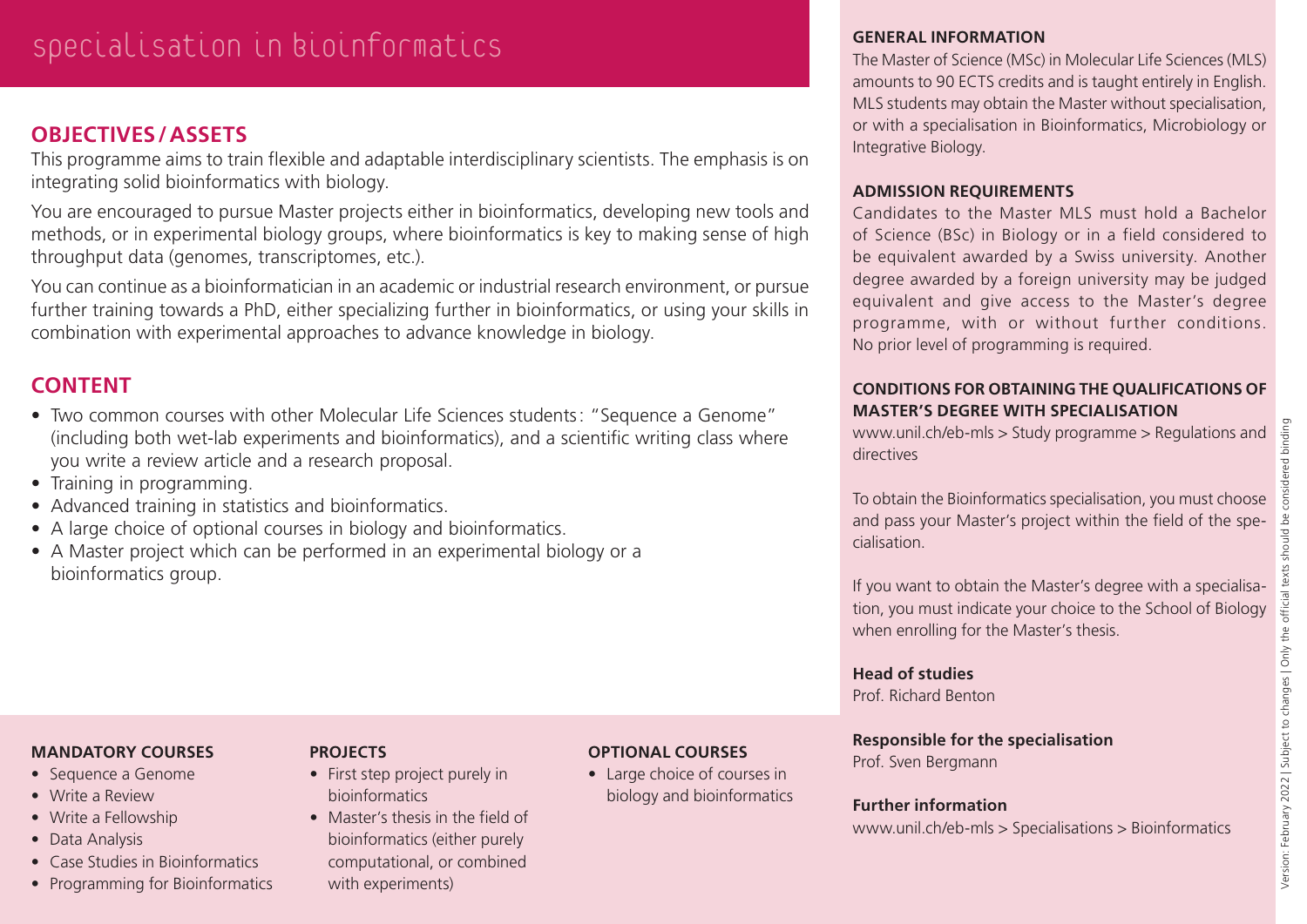# specialisation in bioinformatics

## OBJECTIVES / ASSETS

This programme aims to train flexible and adaptable interdisciplinary scientists. The emphasis is on integrating solid bioinformatics with biology.

You are encouraged to pursue Master projects either in bioinformatics, developing new tools and methods, or in experimental biology groups, where bioinformatics is key to making sense of high throughput data (genomes, transcriptomes, etc.).

You can continue as a bioinformatician in an academic or industrial research environment, or pursue further training towards a PhD, either specializing further in bioinformatics, or using your skills in combination with experimental approaches to advance knowledge in biology.

## CONTENT

- Two common courses with other Molecular Life Sciences students : "Sequence a Genome" (including both wet-lab experiments and bioinformatics), and a scientific writing class where you write a review article and a research proposal.
- Training in programming.
- Advanced training in statistics and bioinformatics.
- A large choice of optional courses in biology and bioinformatics.
- A Master project which can be performed in an experimental biology or a bioinformatics group.

### MANDATORY COURSES

- Sequence a Genome
- Write a Review
- Write a Fellowship
- Data Analysis
- Case Studies in Bioinformatics
- Programming for Bioinformatics

### PROJECTS

- First step project purely in bioinformatics
- Master's thesis in the field of bioinformatics (either purely computational, or combined with experiments)

### OPTIONAL COURSES

- Large choice of courses in biology and bioinformatics

### GENERAL INFORMATION

The Master of Science (MSc) in Molecular Life Sciences (MLS) amounts to 90 ECTS credits and is taught entirely in English. MLS students may obtain the Master without specialisation, or with a specialisation in Bioinformatics, Microbiology or Integrative Biology.

### ADMISSION REQUIREMENTS

Candidates to the Master MLS must hold a Bachelor of Science (BSc) in Biology or in a field considered to be equivalent awarded by a Swiss university. Another degree awarded by a foreign university may be judged equivalent and give access to the Master's degree programme, with or without further conditions. No prior level of programming is required.

### CONDITIONS FOR OBTAINING THE QUALIFICATIONS OF MASTER'S DEGREE WITH SPECIALISATION

www.unil.ch/eb-mls > Study programme > Regulations and directives

To obtain the Bioinformatics specialisation, you must choose and pass your Master's project within the field of the specialisation.

If you want to obtain the Master's degree with a specialisation, you must indicate your choice to the School of Biology when enrolling for the Master's thesis.

**Head of studies**
Prof. Richard Benton

**Responsible for the specialisation**
Prof. Sven Bergmann

**Further information**
www.unil.ch/eb-mls > Specialisations > Bioinformatics

Version: February 2022 | Subject to changes | Only the official texts should be considered binding